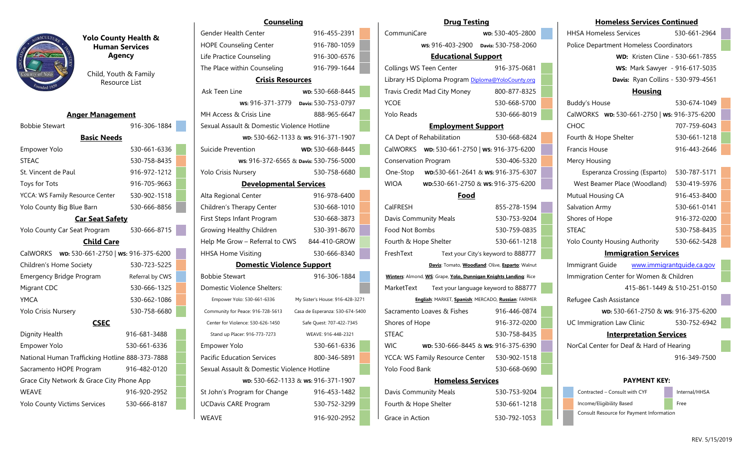# Yolo County Health & Human Services Agency

Child, Youth & Family Resource List

## Anger Management

- Bobbie Stewart — 916-306-1884

## Basic Needs

- Empower Yolo — 530-661-6336
- STEAC — 530-758-8435
- St. Vincent de Paul — 916-972-1212
- Toys for Tots — 916-705-9663
- YCCA: WS Family Resource Center — 530-902-1518
- Yolo County Big Blue Barn — 530-666-8856

## Car Seat Safety

- Yolo County Car Seat Program — 530-666-8715

## Child Care

- CalWORKS **WD:** 530-661-2750 | **WS:** 916-375-6200
- Children's Home Society — 530-723-5225
- Emergency Bridge Program — Referral by CWS
- Migrant CDC — 530-666-1325
- YMCA — 530-662-1086
- Yolo Crisis Nursery — 530-758-6680

## CSEC

- Dignity Health — 916-681-3488
- Empower Yolo — 530-661-6336
- National Human Trafficking Hotline 888-373-7888
- Sacramento HOPE Program — 916-482-0120
- Grace City Network & Grace City Phone App
- WEAVE — 916-920-2952
- Yolo County Victims Services — 530-666-8187

## Counseling

- Gender Health Center — 916-455-2391
- HOPE Counseling Center — 916-780-1059
- Life Practice Counseling — 916-300-6576
- The Place within Counseling — 916-799-1644

## Crisis Resources

- Ask Teen Line — **WD:** 530-668-8445, **WS:** 916-371-3779, **Davis:** 530-753-0797
- MH Access & Crisis Line — 888-965-6647
- Sexual Assault & Domestic Violence Hotline — **WD:** 530-662-1133 & **WS:** 916-371-1907
- Suicide Prevention — **WD:** 530-668-8445, **WS:** 916-372-6565 & **Davis:** 530-756-5000
- Yolo Crisis Nursery — 530-758-6680

## Developmental Services

- Alta Regional Center — 916-978-6400
- Children's Therapy Center — 530-668-1010
- First Steps Infant Program — 530-668-3873
- Growing Healthy Children — 530-391-8670
- Help Me Grow – Referral to CWS — 844-410-GROW
- HHSA Home Visiting — 530-666-8340

## Domestic Violence Support

- Bobbie Stewart — 916-306-1884
- Domestic Violence Shelters:
  - Empower Yolo: 530-661-6336
  - My Sister's House: 916-428-3271
  - Community for Peace: 916-728-5613
  - Casa de Esperanza: 530-674-5400
  - Center for Violence: 530-626-1450
  - Safe Quest: 707-422-7345
  - Stand up Placer: 916-773-7273
  - WEAVE: 916-448-2321
- Empower Yolo — 530-661-6336
- Pacific Education Services — 800-346-5891
- Sexual Assault & Domestic Violence Hotline — **WD:** 530-662-1133 & **WS:** 916-371-1907
- St John's Program for Change — 916-453-1482
- UCDavis CARE Program — 530-752-3299
- WEAVE — 916-920-2952

## Drug Testing

- CommuniCare — **WD:** 530-405-2800, **WS:** 916-403-2900, **Davis:** 530-758-2060

## Educational Support

- Collings WS Teen Center — 916-375-0681
- Library HS Diploma Program Diploma@YoloCounty.org
- Travis Credit Mad City Money — 800-877-8325
- YCOE — 530-668-5700
- Yolo Reads — 530-666-8019

## Employment Support

- CA Dept of Rehabilitation — 530-668-6824
- CalWORKS **WD:** 530-661-2750 | **WS:** 916-375-6200
- Conservation Program — 530-406-5320
- One-Stop **WD:** 530-661-2641 & **WS:** 916-375-6307
- WIOA **WD:** 530-661-2750 & **WS:** 916-375-6200

## Food

- CalFRESH — 855-278-1594
- Davis Community Meals — 530-753-9204
- Food Not Bombs — 530-759-0835
- Fourth & Hope Shelter — 530-661-1218
- FreshText — Text your City's keyword to 888777
  - **Davis**: Tomato, **Woodland**: Olive, **Esparto**: Walnut
  - **Winters**: Almond, **WS**: Grape, **Yolo, Dunnigan Knights Landing**: Rice
- MarketText — Text your language keyword to 888777
  - **English**: MARKET, **Spanish**: MERCADO, **Russian**: FARMER
- Sacramento Loaves & Fishes — 916-446-0874
- Shores of Hope — 916-372-0200
- STEAC — 530-758-8435
- WIC **WD:** 530-666-8445 & **WS:** 916-375-6390
- YCCA: WS Family Resource Center — 530-902-1518
- Yolo Food Bank — 530-668-0690

## Homeless Services

- Davis Community Meals — 530-753-9204
- Fourth & Hope Shelter — 530-661-1218
- Grace in Action — 530-792-1053

## Homeless Services Continued

- HHSA Homeless Services — 530-661-2964
- Police Department Homeless Coordinators
  - **WD:** Kristen Cline - 530-661-7855
  - **WS:** Mark Sawyer - 916-617-5035
  - **Davis:** Ryan Collins - 530-979-4561

## Housing

- Buddy's House — 530-674-1049
- CalWORKS **WD:** 530-661-2750 | **WS:** 916-375-6200
- CHOC — 707-759-6043
- Fourth & Hope Shelter — 530-661-1218
- Francis House — 916-443-2646
- Mercy Housing
  - Esperanza Crossing (Esparto) — 530-787-5171
  - West Beamer Place (Woodland) — 530-419-5976
- Mutual Housing CA — 916-453-8400
- Salvation Army — 530-661-0141
- Shores of Hope — 916-372-0200
- STEAC — 530-758-8435
- Yolo County Housing Authority — 530-662-5428

## Immigration Services

- Immigrant Guide — www.immigrantguide.ca.gov
- Immigration Center for Women & Children — 415-861-1449 & 510-251-0150
- Refugee Cash Assistance — **WD:** 530-661-2750 & **WS:** 916-375-6200
- UC Immigration Law Clinic — 530-752-6942

## Interpretation Services

- NorCal Center for Deaf & Hard of Hearing — 916-349-7500

## PAYMENT KEY:

- Contracted – Consult with CYF
- Internal/HHSA
- Income/Eligibility Based
- Free
- Consult Resource for Payment Information

REV. 5/15/2019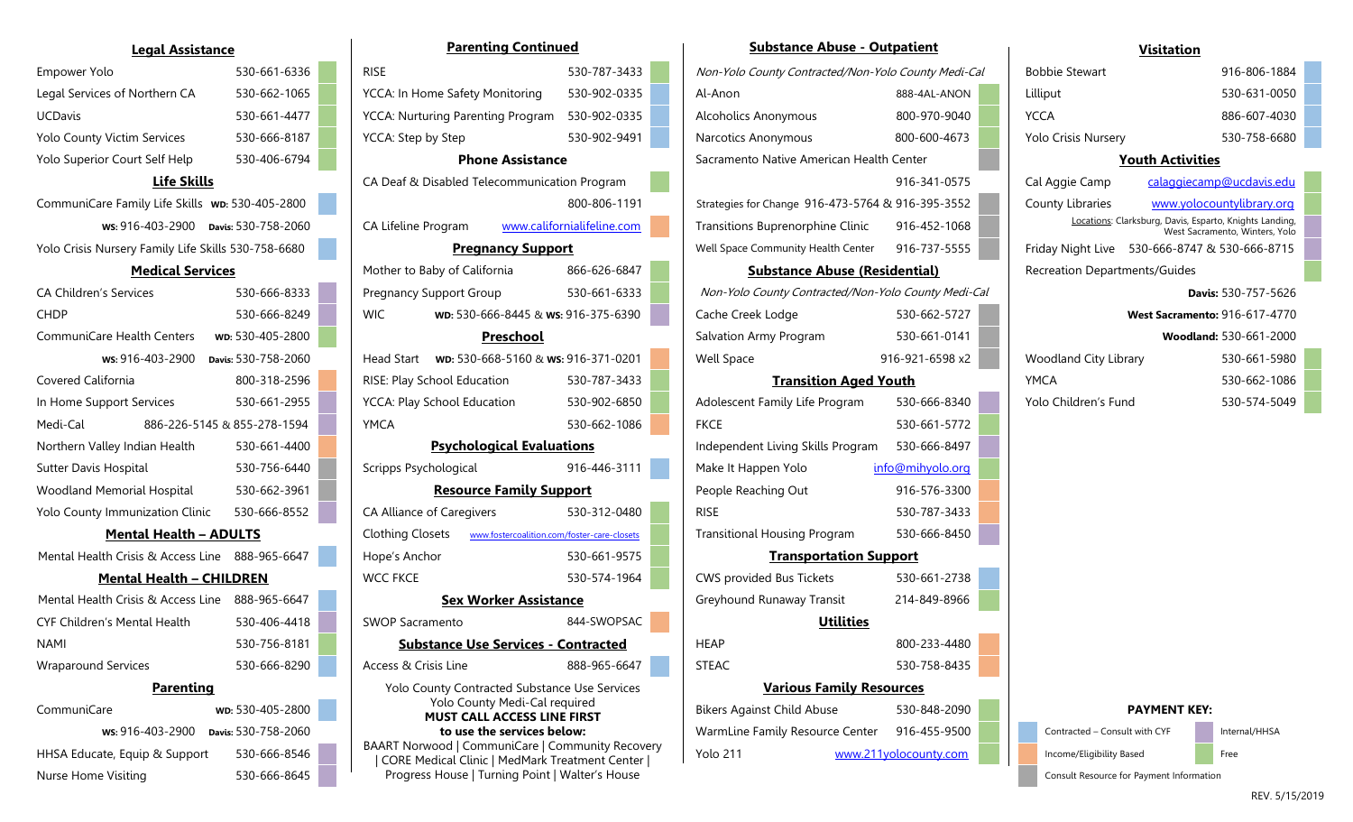## Legal Assistance

| | |
|---|---|
| Empower Yolo | 530-661-6336 |
| Legal Services of Northern CA | 530-662-1065 |
| UCDavis | 530-661-4477 |
| Yolo County Victim Services | 530-666-8187 |
| Yolo Superior Court Self Help | 530-406-6794 |

## Life Skills

| | |
|---|---|
| CommuniCare Family Life Skills | **WD:** 530-405-2800 |
| **WS:** 916-403-2900 | **Davis:** 530-758-2060 |
| Yolo Crisis Nursery Family Life Skills | 530-758-6680 |

## Medical Services

| | |
|---|---|
| CA Children's Services | 530-666-8333 |
| CHDP | 530-666-8249 |
| CommuniCare Health Centers | **WD:** 530-405-2800 |
| **WS:** 916-403-2900 | **Davis:** 530-758-2060 |
| Covered California | 800-318-2596 |
| In Home Support Services | 530-661-2955 |
| Medi-Cal | 886-226-5145 & 855-278-1594 |
| Northern Valley Indian Health | 530-661-4400 |
| Sutter Davis Hospital | 530-756-6440 |
| Woodland Memorial Hospital | 530-662-3961 |
| Yolo County Immunization Clinic | 530-666-8552 |

## Mental Health – ADULTS

| | |
|---|---|
| Mental Health Crisis & Access Line | 888-965-6647 |

## Mental Health – CHILDREN

| | |
|---|---|
| Mental Health Crisis & Access Line | 888-965-6647 |
| CYF Children's Mental Health | 530-406-4418 |
| NAMI | 530-756-8181 |
| Wraparound Services | 530-666-8290 |

## Parenting

| | |
|---|---|
| CommuniCare | **WD:** 530-405-2800 |
| **WS:** 916-403-2900 | **Davis:** 530-758-2060 |
| HHSA Educate, Equip & Support | 530-666-8546 |
| Nurse Home Visiting | 530-666-8645 |

## Parenting Continued

| | |
|---|---|
| RISE | 530-787-3433 |
| YCCA: In Home Safety Monitoring | 530-902-0335 |
| YCCA: Nurturing Parenting Program | 530-902-0335 |
| YCCA: Step by Step | 530-902-9491 |

## Phone Assistance

| | |
|---|---|
| CA Deaf & Disabled Telecommunication Program | 800-806-1191 |
| CA Lifeline Program | www.californialifeline.com |

## Pregnancy Support

| | |
|---|---|
| Mother to Baby of California | 866-626-6847 |
| Pregnancy Support Group | 530-661-6333 |
| WIC | **WD:** 530-666-8445 & **WS:** 916-375-6390 |

## Preschool

| | |
|---|---|
| Head Start | **WD:** 530-668-5160 & **WS:** 916-371-0201 |
| RISE: Play School Education | 530-787-3433 |
| YCCA: Play School Education | 530-902-6850 |
| YMCA | 530-662-1086 |

## Psychological Evaluations

| | |
|---|---|
| Scripps Psychological | 916-446-3111 |

## Resource Family Support

| | |
|---|---|
| CA Alliance of Caregivers | 530-312-0480 |
| Clothing Closets | www.fostercoalition.com/foster-care-closets |
| Hope's Anchor | 530-661-9575 |
| WCC FKCE | 530-574-1964 |

## Sex Worker Assistance

| | |
|---|---|
| SWOP Sacramento | 844-SWOPSAC |

## Substance Use Services - Contracted

| | |
|---|---|
| Access & Crisis Line | 888-965-6647 |

Yolo County Contracted Substance Use Services
Yolo County Medi-Cal required
**MUST CALL ACCESS LINE FIRST**
**to use the services below:**
BAART Norwood | CommuniCare | Community Recovery | CORE Medical Clinic | MedMark Treatment Center | Progress House | Turning Point | Walter's House

## Substance Abuse - Outpatient

*Non-Yolo County Contracted/Non-Yolo County Medi-Cal*

| | |
|---|---|
| Al-Anon | 888-4AL-ANON |
| Alcoholics Anonymous | 800-970-9040 |
| Narcotics Anonymous | 800-600-4673 |
| Sacramento Native American Health Center | 916-341-0575 |
| Strategies for Change | 916-473-5764 & 916-395-3552 |
| Transitions Buprenorphine Clinic | 916-452-1068 |
| Well Space Community Health Center | 916-737-5555 |

## Substance Abuse (Residential)

*Non-Yolo County Contracted/Non-Yolo County Medi-Cal*

| | |
|---|---|
| Cache Creek Lodge | 530-662-5727 |
| Salvation Army Program | 530-661-0141 |
| Well Space | 916-921-6598 x2 |

## Transition Aged Youth

| | |
|---|---|
| Adolescent Family Life Program | 530-666-8340 |
| FKCE | 530-661-5772 |
| Independent Living Skills Program | 530-666-8497 |
| Make It Happen Yolo | info@mihyolo.org |
| People Reaching Out | 916-576-3300 |
| RISE | 530-787-3433 |
| Transitional Housing Program | 530-666-8450 |

## Transportation Support

| | |
|---|---|
| CWS provided Bus Tickets | 530-661-2738 |
| Greyhound Runaway Transit | 214-849-8966 |

## Utilities

| | |
|---|---|
| HEAP | 800-233-4480 |
| STEAC | 530-758-8435 |

## Various Family Resources

| | |
|---|---|
| Bikers Against Child Abuse | 530-848-2090 |
| WarmLine Family Resource Center | 916-455-9500 |
| Yolo 211 | www.211yolocounty.com |

## Visitation

| | |
|---|---|
| Bobbie Stewart | 916-806-1884 |
| Lilliput | 530-631-0050 |
| YCCA | 886-607-4030 |
| Yolo Crisis Nursery | 530-758-6680 |

## Youth Activities

| | |
|---|---|
| Cal Aggie Camp | calaggiecamp@ucdavis.edu |
| County Libraries | www.yolocountylibrary.org |
| Locations: Clarksburg, Davis, Esparto, Knights Landing, West Sacramento, Winters, Yolo | |
| Friday Night Live | 530-666-8747 & 530-666-8715 |
| Recreation Departments/Guides | |
| | **Davis:** 530-757-5626 |
| | **West Sacramento:** 916-617-4770 |
| | **Woodland:** 530-661-2000 |
| Woodland City Library | 530-661-5980 |
| YMCA | 530-662-1086 |
| Yolo Children's Fund | 530-574-5049 |

**PAYMENT KEY:**

- Contracted – Consult with CYF
- Internal/HHSA
- Income/Eligibility Based
- Free
- Consult Resource for Payment Information

REV. 5/15/2019